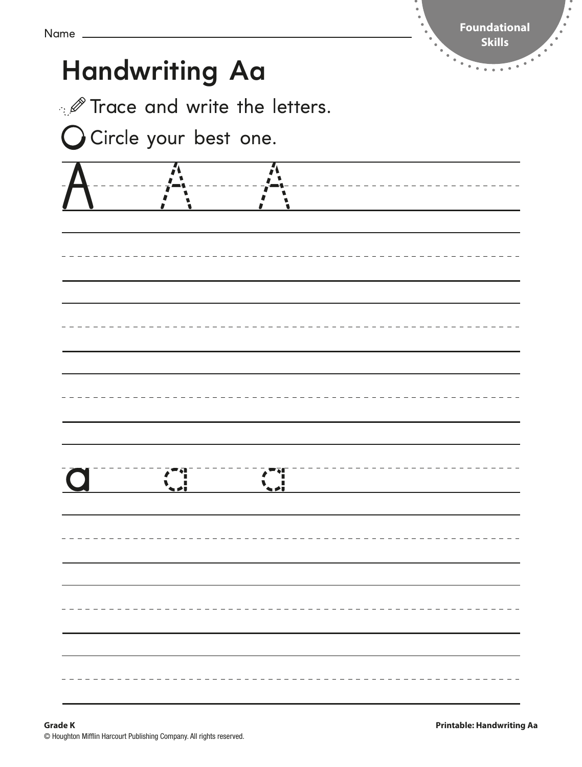Name

Foundational Skills

# Handwriting Aa

Trace and write the letters.

Circle your best one.

A A A

a a a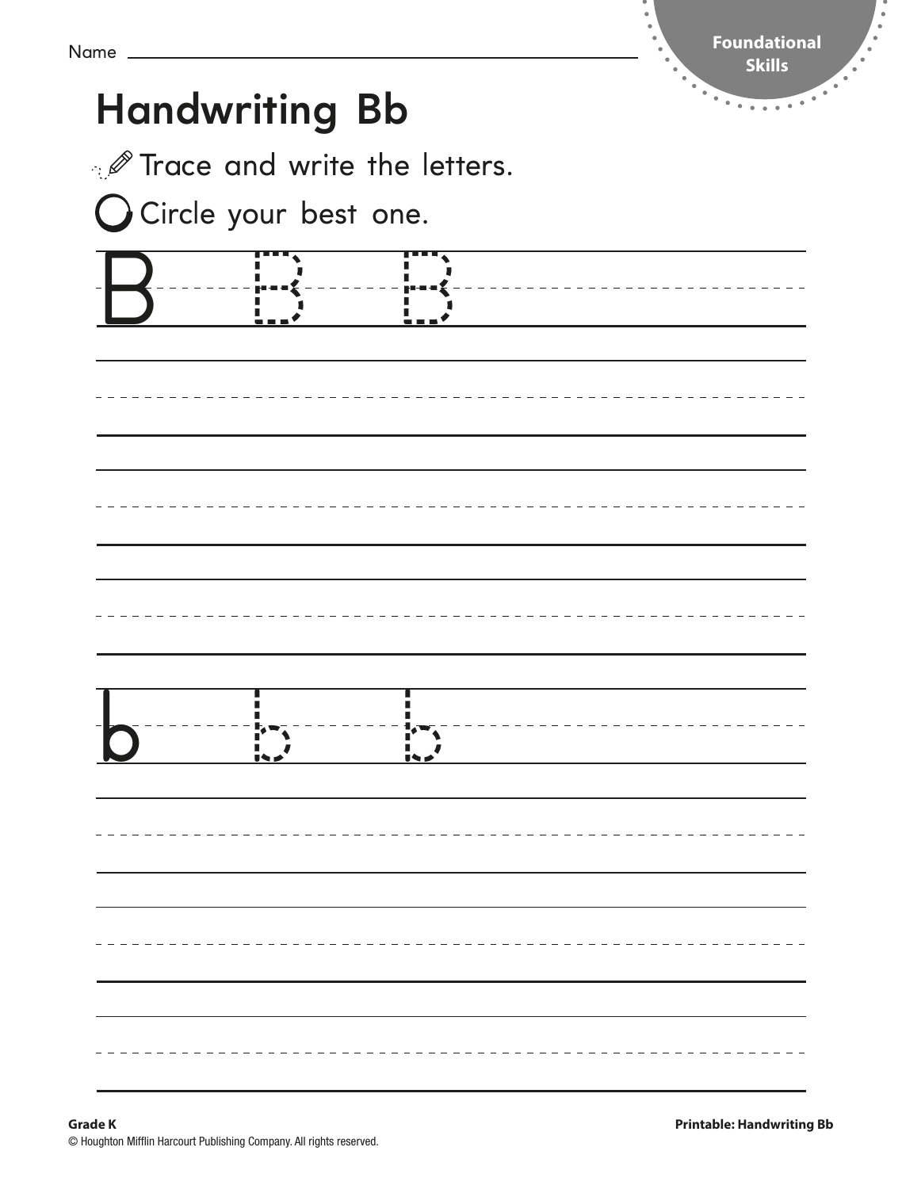Name ______________________________________

Foundational Skills

# Handwriting Bb

Trace and write the letters.

Circle your best one.

B B B

b b b

Grade K

© Houghton Mifflin Harcourt Publishing Company. All rights reserved.

Printable: Handwriting Bb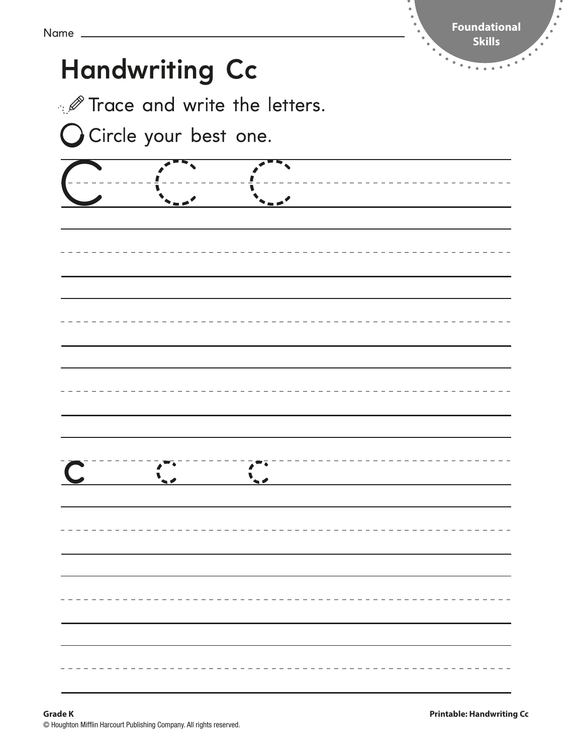Name

Foundational Skills

# Handwriting Cc

Trace and write the letters.

Circle your best one.

C

c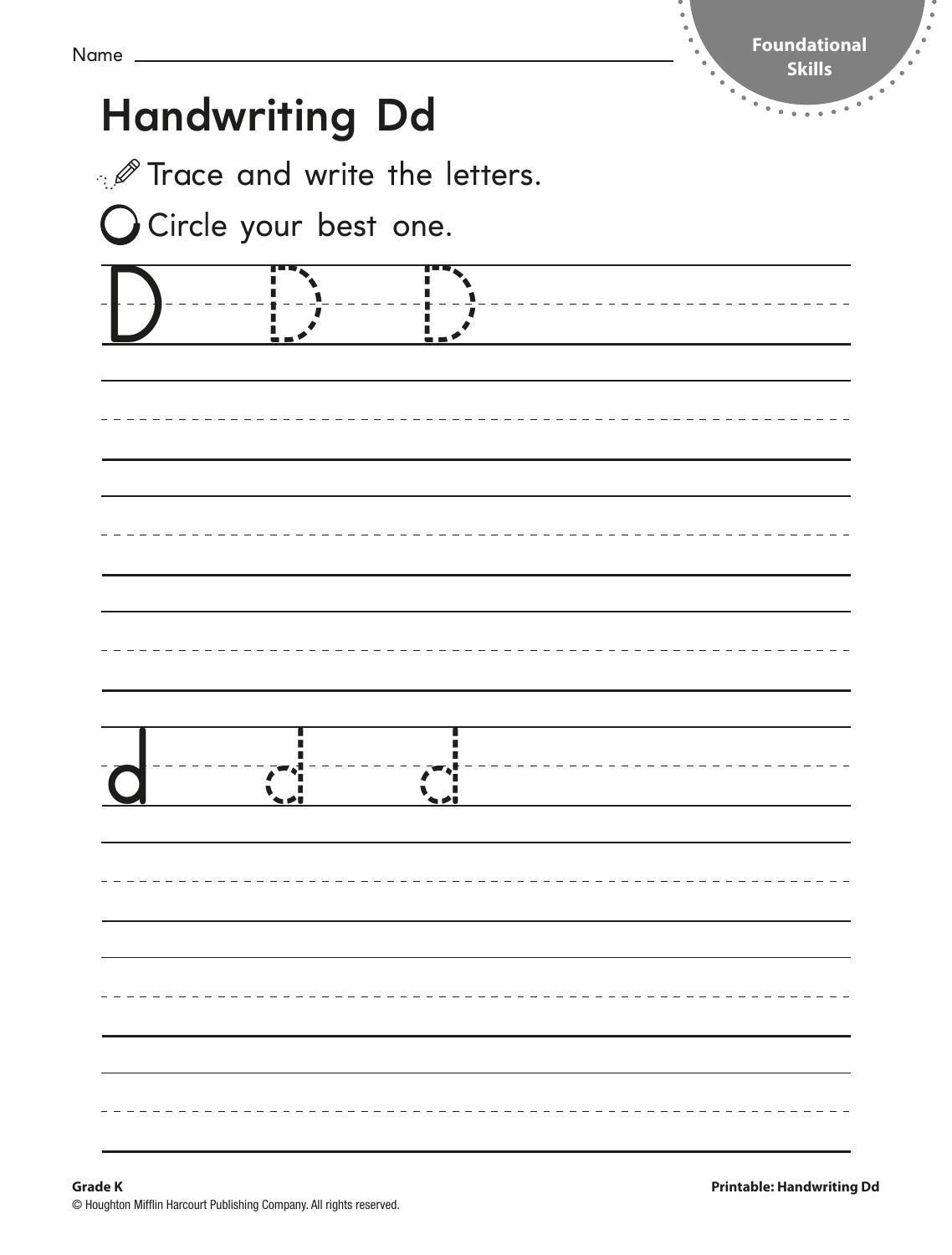Name ____________________________________________

Foundational Skills

# Handwriting Dd

Trace and write the letters.

Circle your best one.

D D D

d d d

Grade K

© Houghton Mifflin Harcourt Publishing Company. All rights reserved.

Printable: Handwriting Dd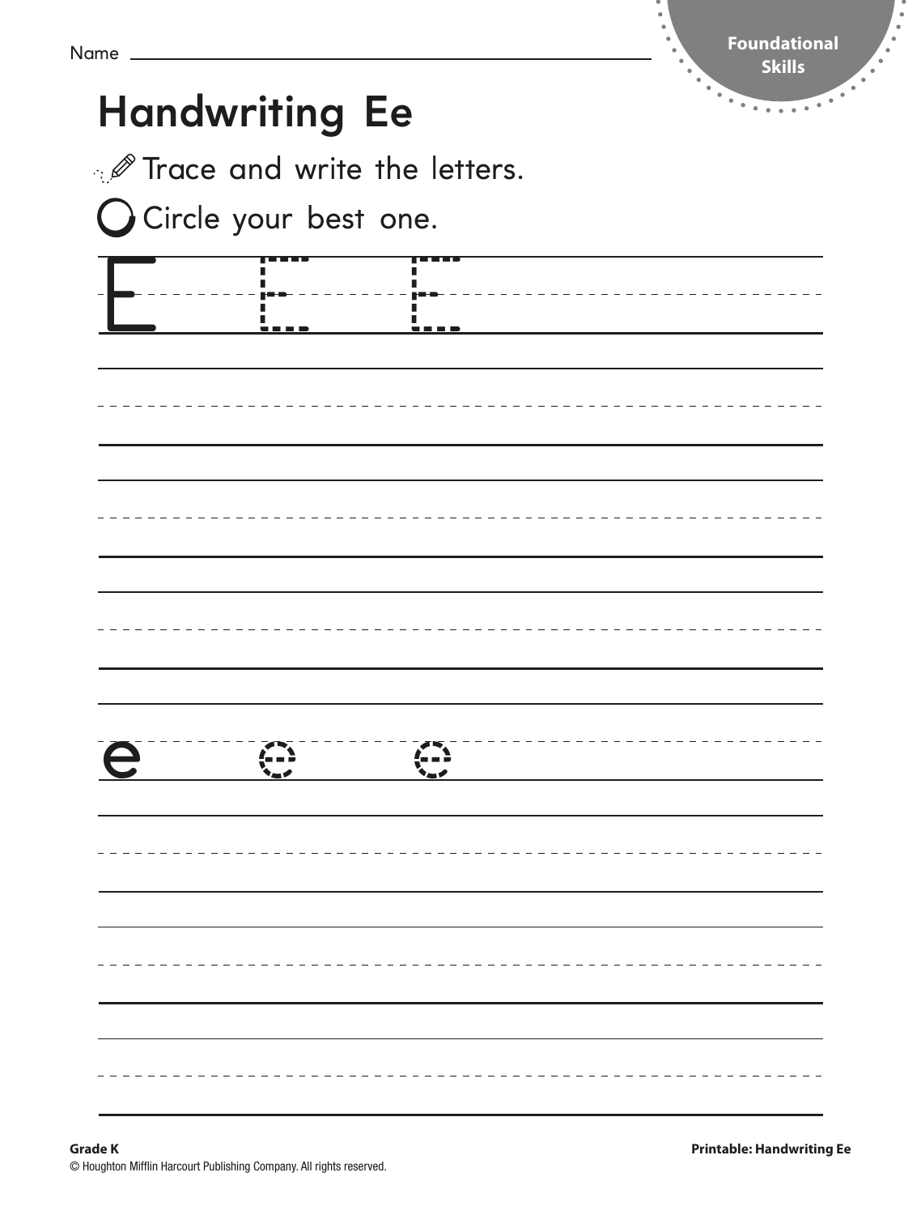Name ________________________________________

Foundational Skills

# Handwriting Ee

Trace and write the letters.

Circle your best one.

E E E

e e e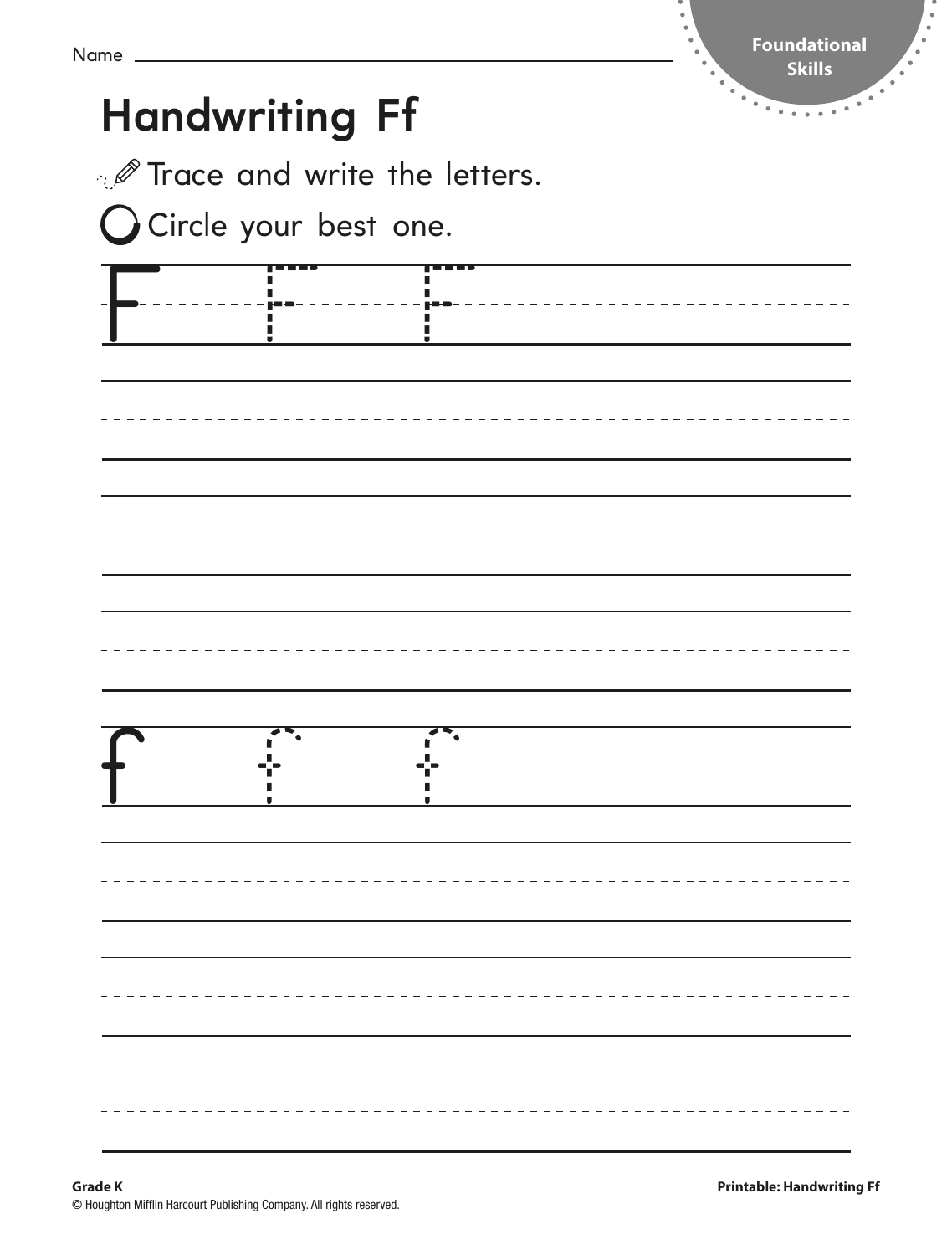Name ___

Foundational Skills

# Handwriting Ff

Trace and write the letters.

Circle your best one.

F F F

f f f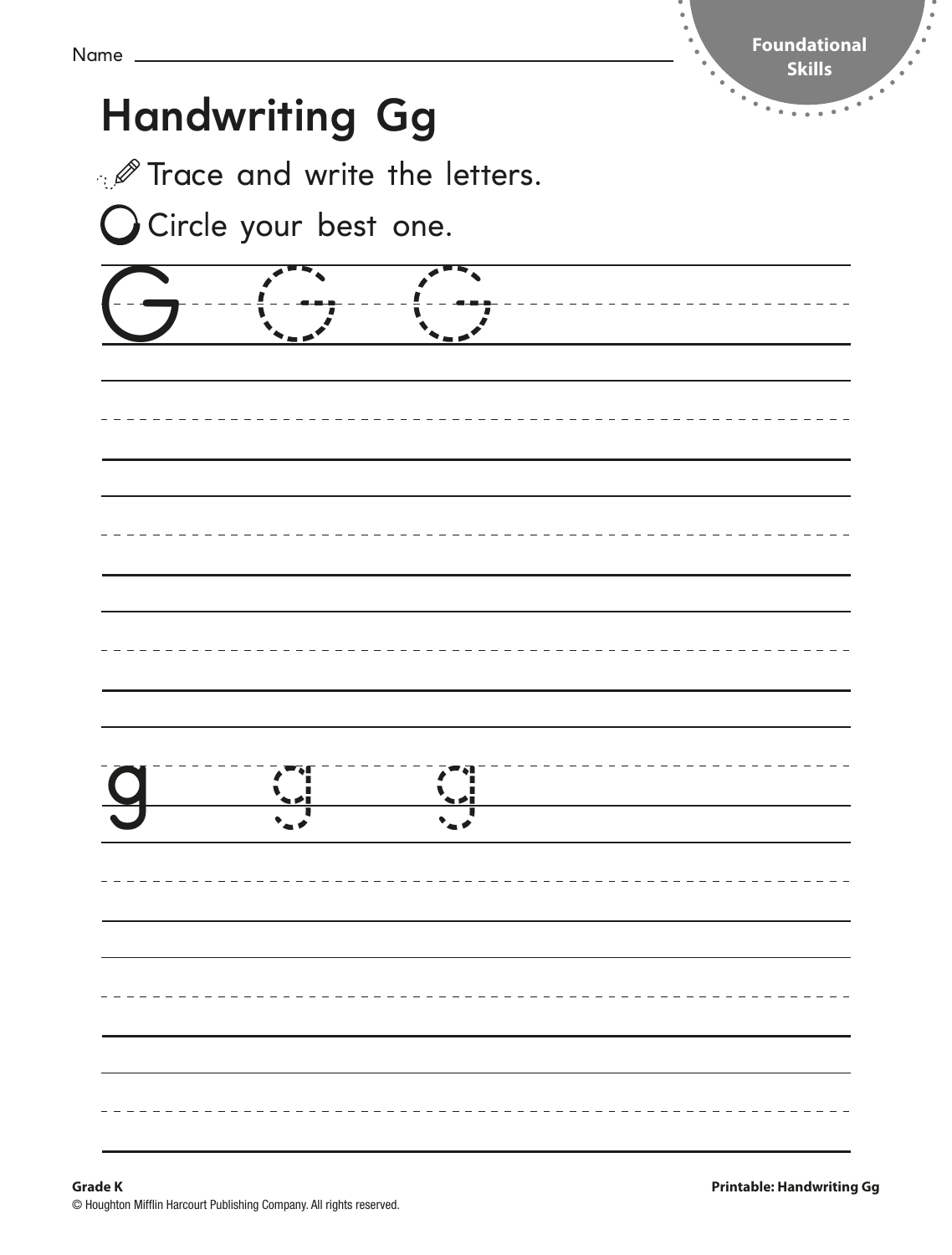Name

Foundational Skills

# Handwriting Gg

Trace and write the letters.

Circle your best one.

G G G

g g g

Grade K

© Houghton Mifflin Harcourt Publishing Company. All rights reserved.

Printable: Handwriting Gg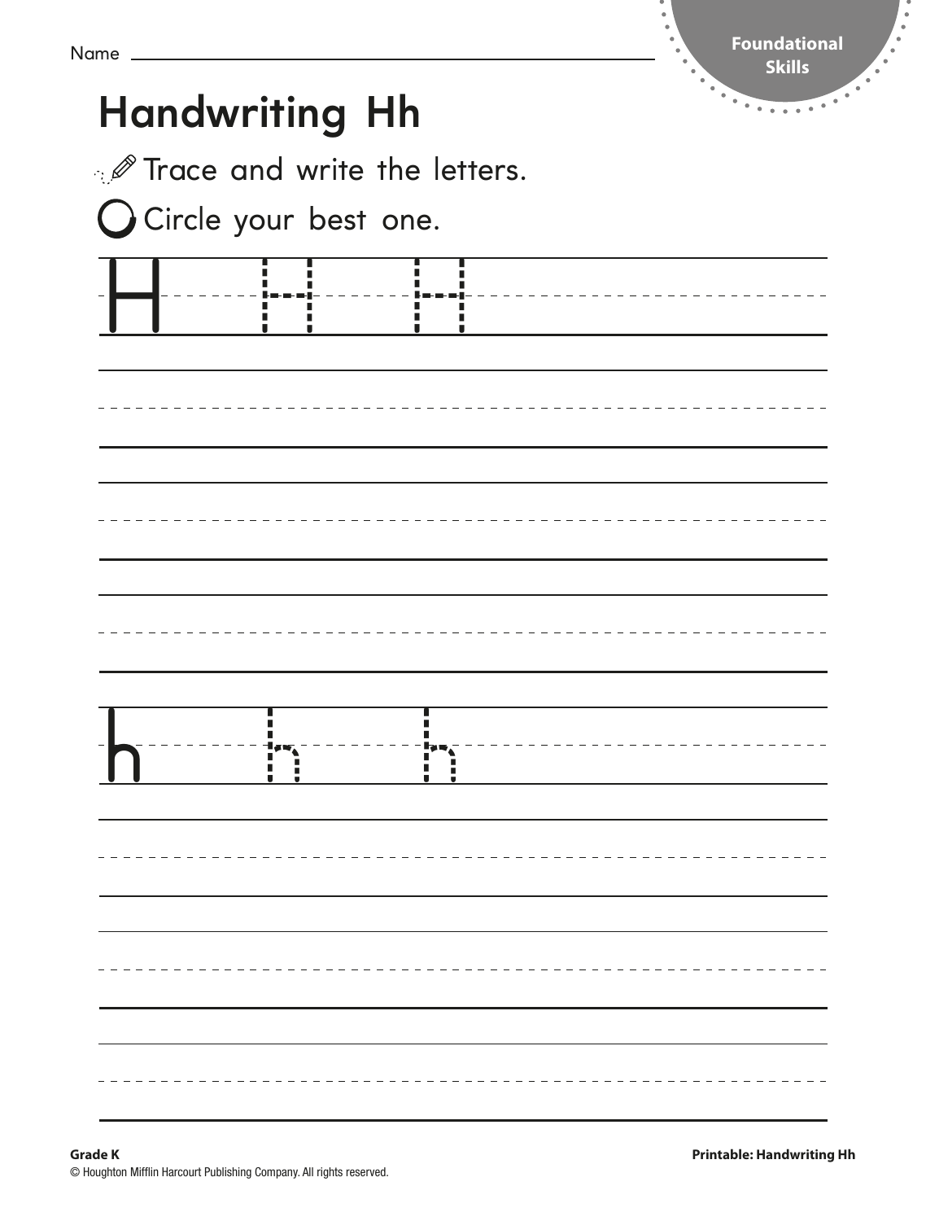Name

Foundational Skills

# Handwriting Hh

Trace and write the letters.

Circle your best one.

H H H

h h h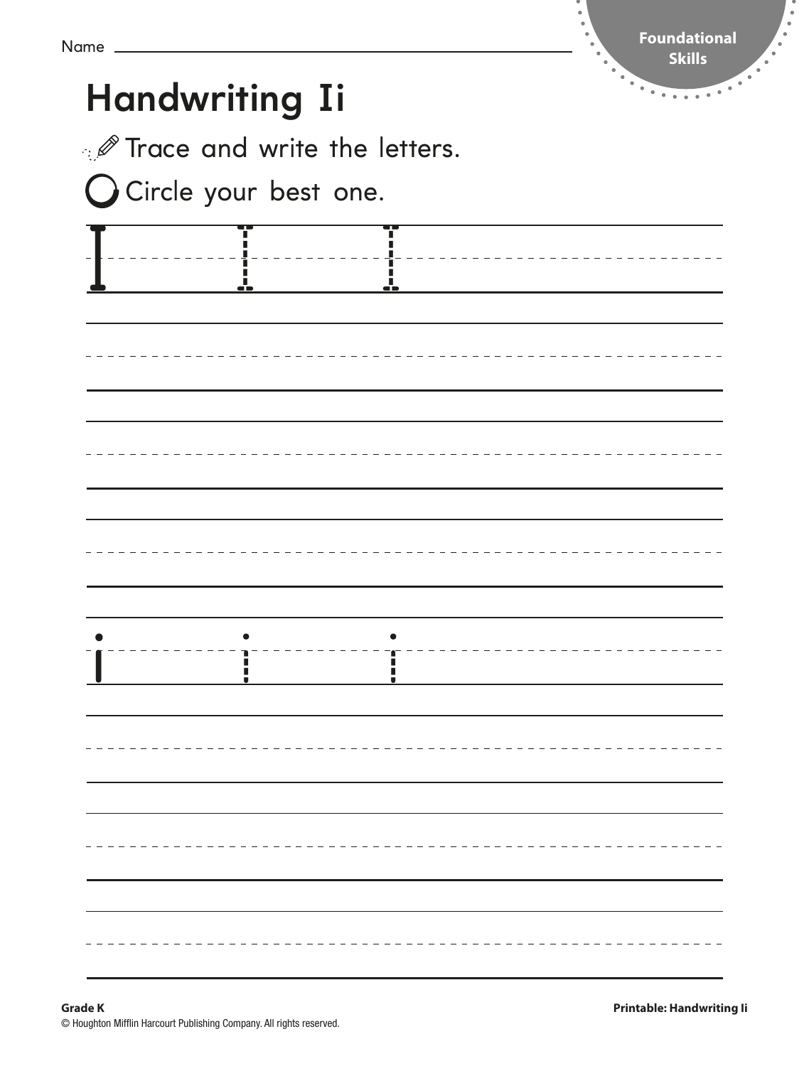Name

Foundational Skills

# Handwriting Ii

Trace and write the letters.

Circle your best one.

I I I

i i i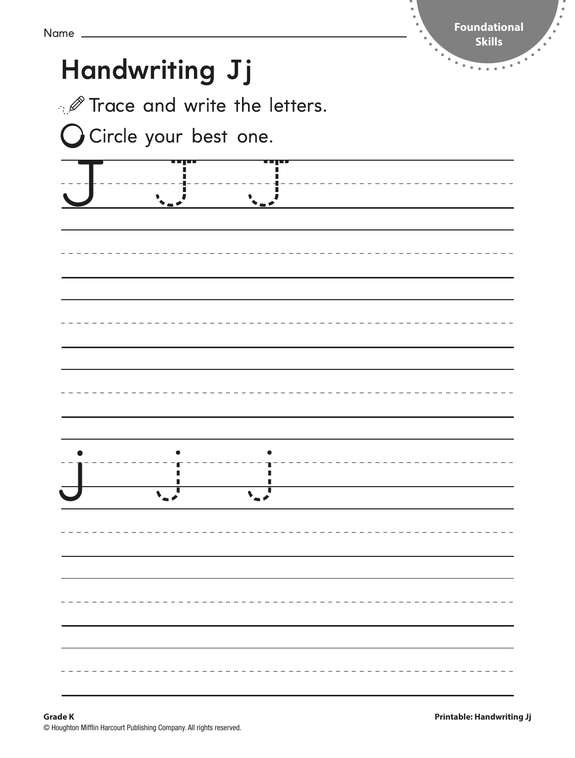Name

**Foundational Skills**

# Handwriting Jj

Trace and write the letters.

Circle your best one.

J J J

j j j

Grade K

© Houghton Mifflin Harcourt Publishing Company. All rights reserved.

Printable: Handwriting Jj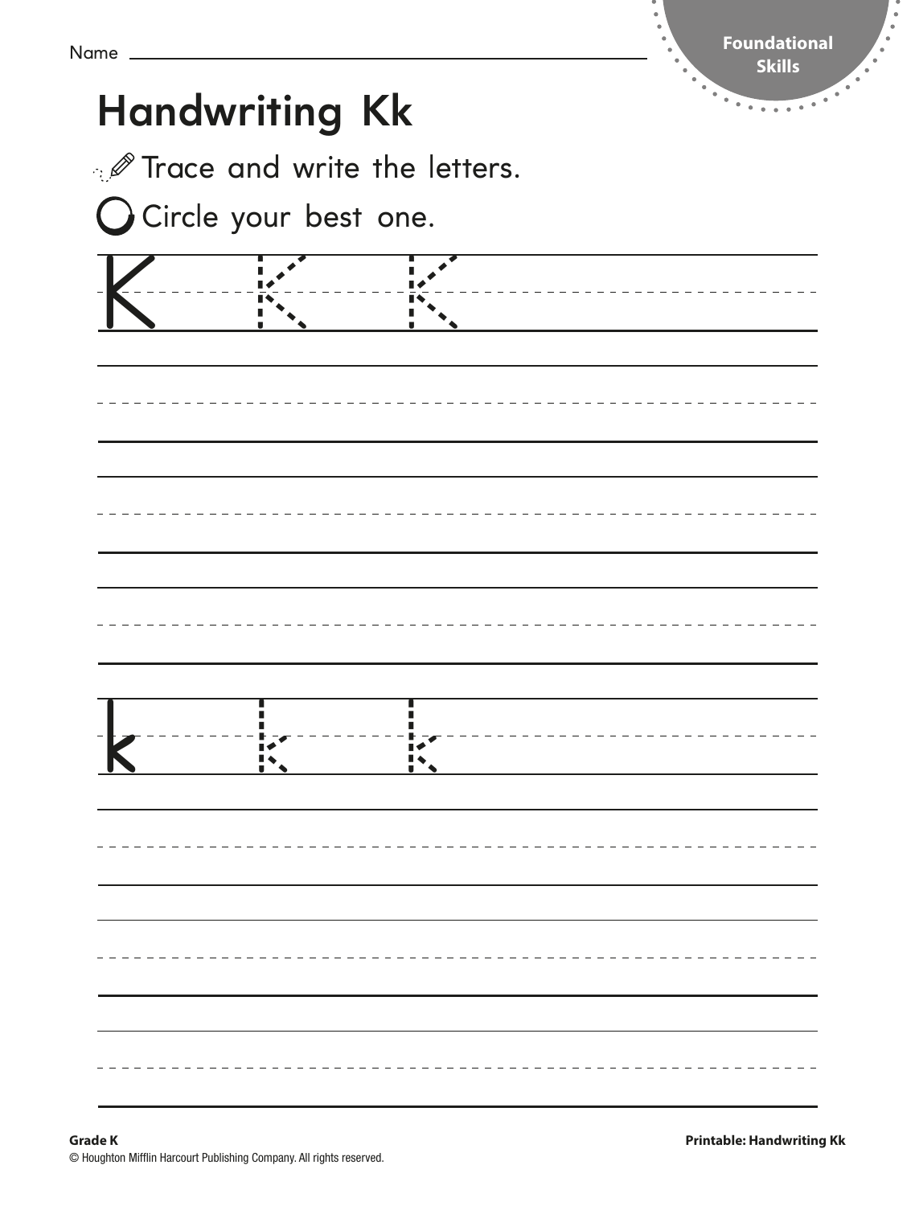Name ___________________________________

# Handwriting Kk

Trace and write the letters.

Circle your best one.

K K K

k k k

**Grade K**

© Houghton Mifflin Harcourt Publishing Company. All rights reserved.

**Printable: Handwriting Kk**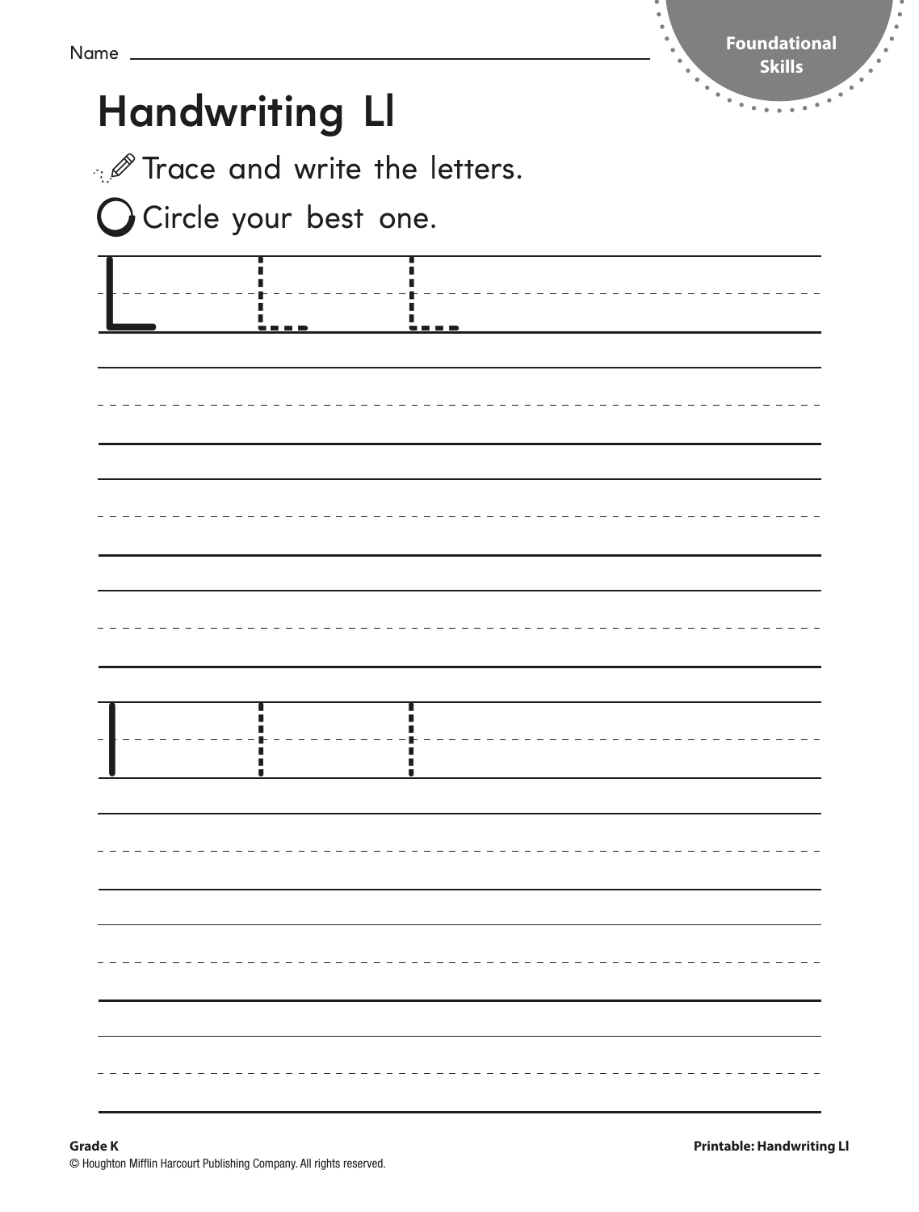Name

Foundational Skills

# Handwriting Ll

Trace and write the letters.

Circle your best one.

L L L

l l l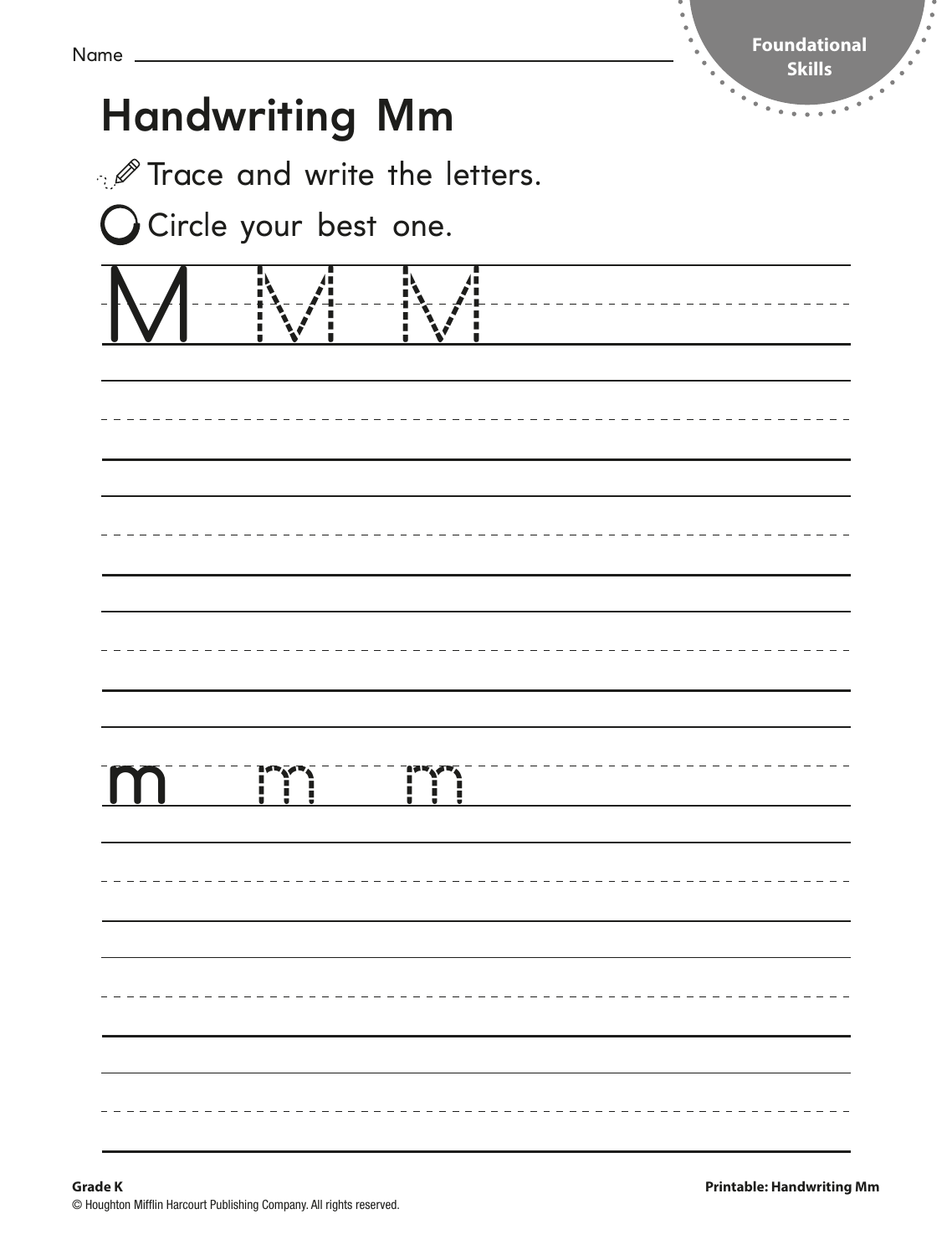Name

# Handwriting Mm

Trace and write the letters.

Circle your best one.

M M M

m m m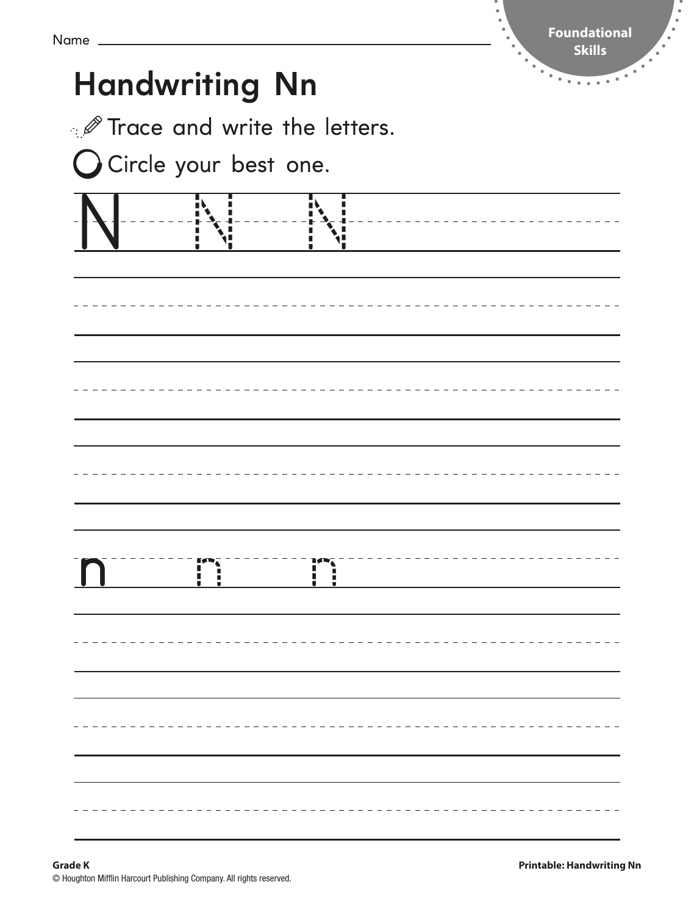Name

Foundational Skills

# Handwriting Nn

Trace and write the letters.

Circle your best one.

N N N

n n n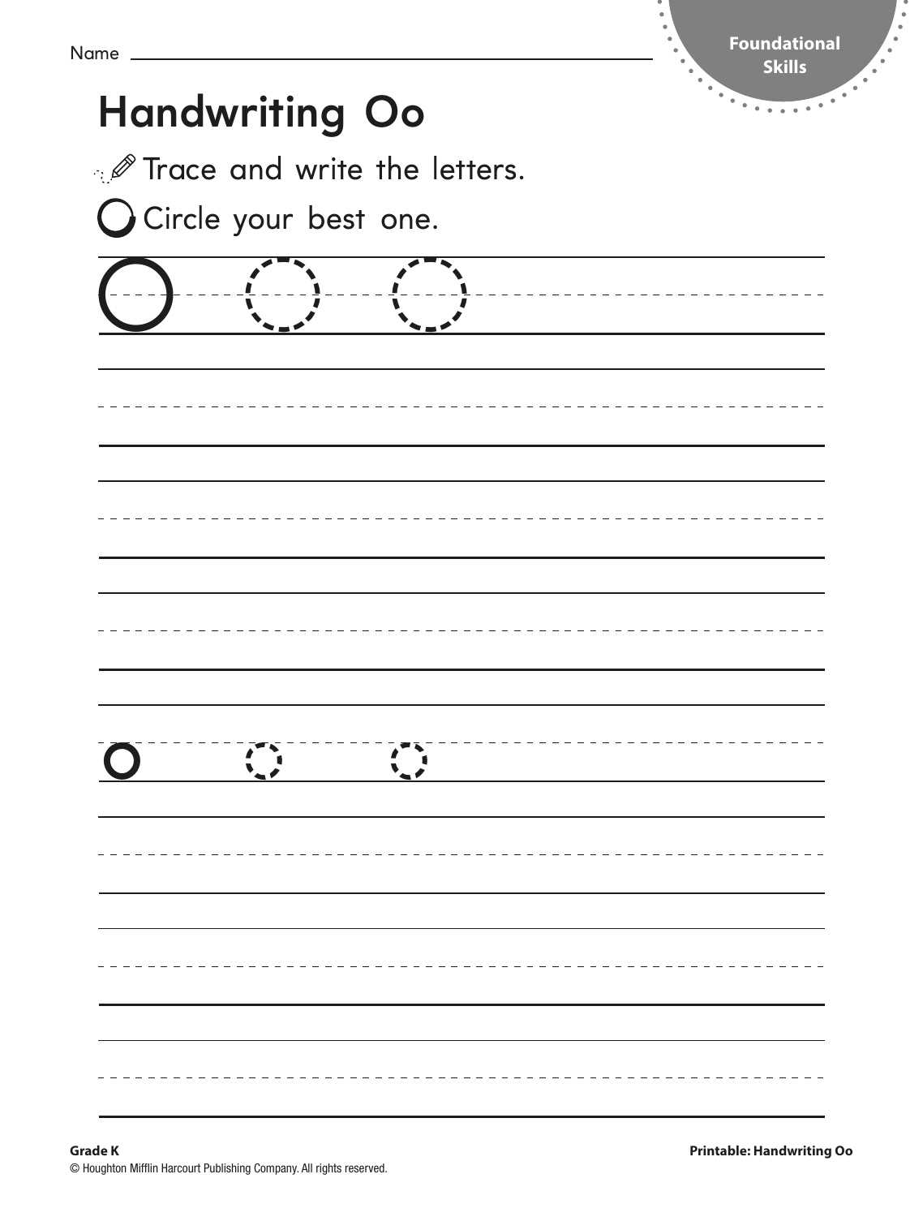Name

# Handwriting Oo

Trace and write the letters.

Circle your best one.

O O O

o o o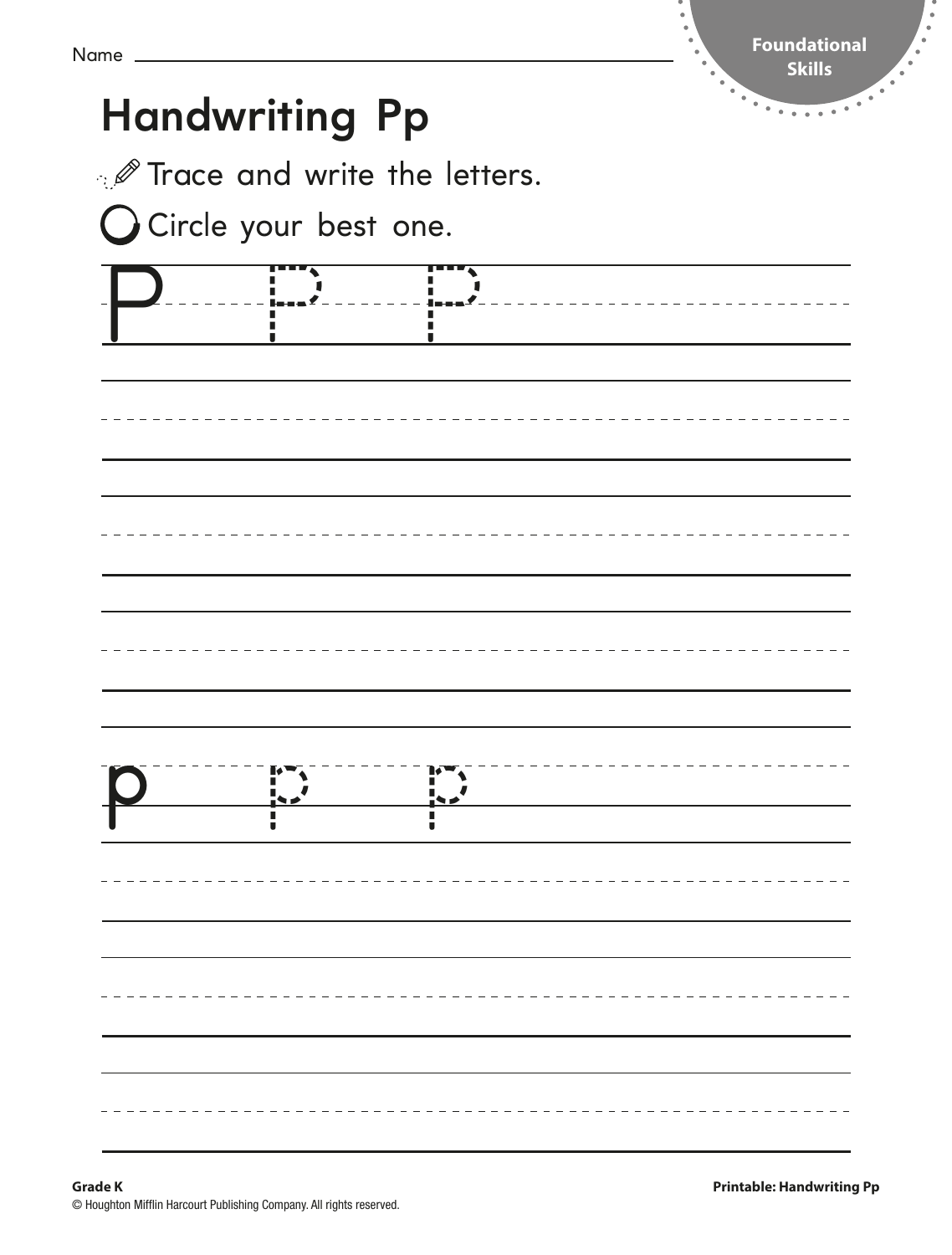Name

Foundational Skills

# Handwriting Pp

Trace and write the letters.

Circle your best one.

P P P

p p p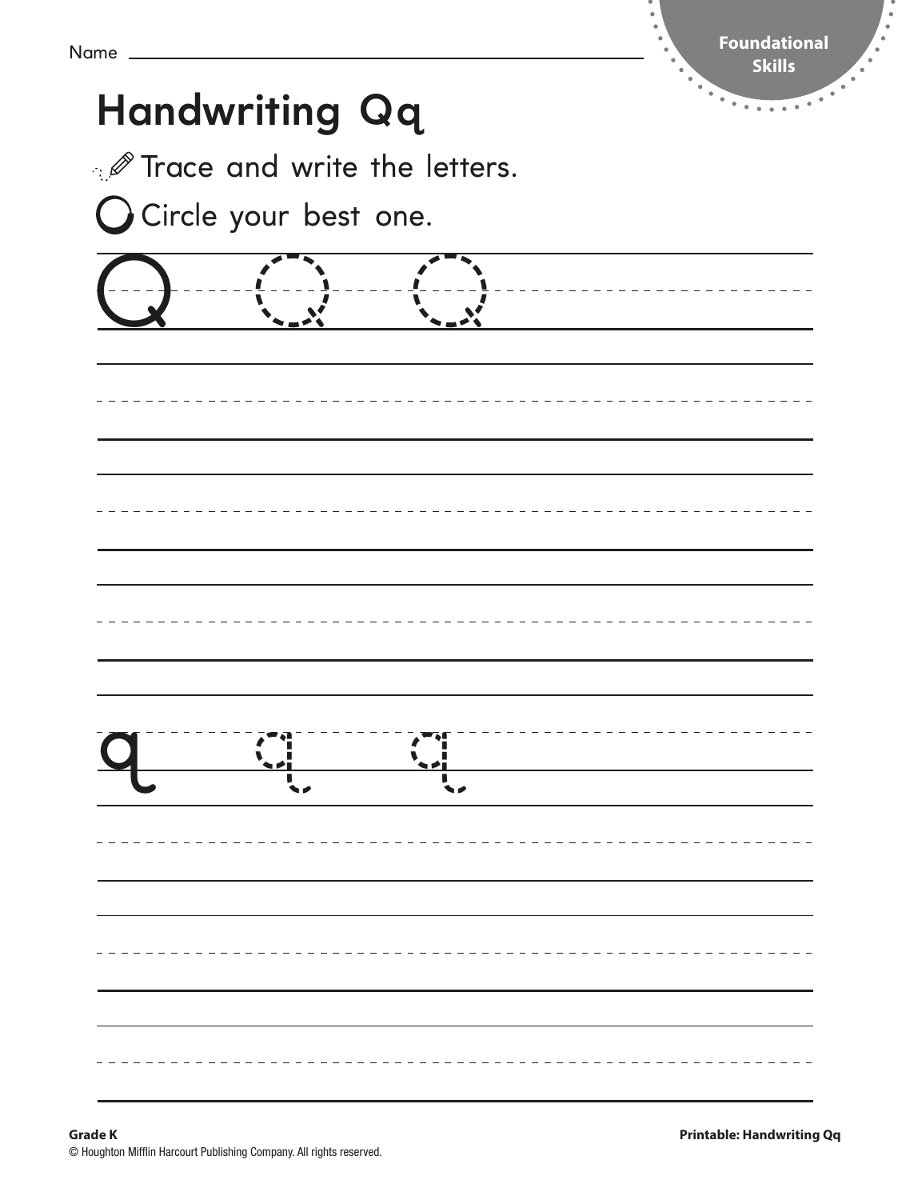Name

Foundational Skills

# Handwriting Qq

Trace and write the letters.

Circle your best one.

Q Q Q

q q q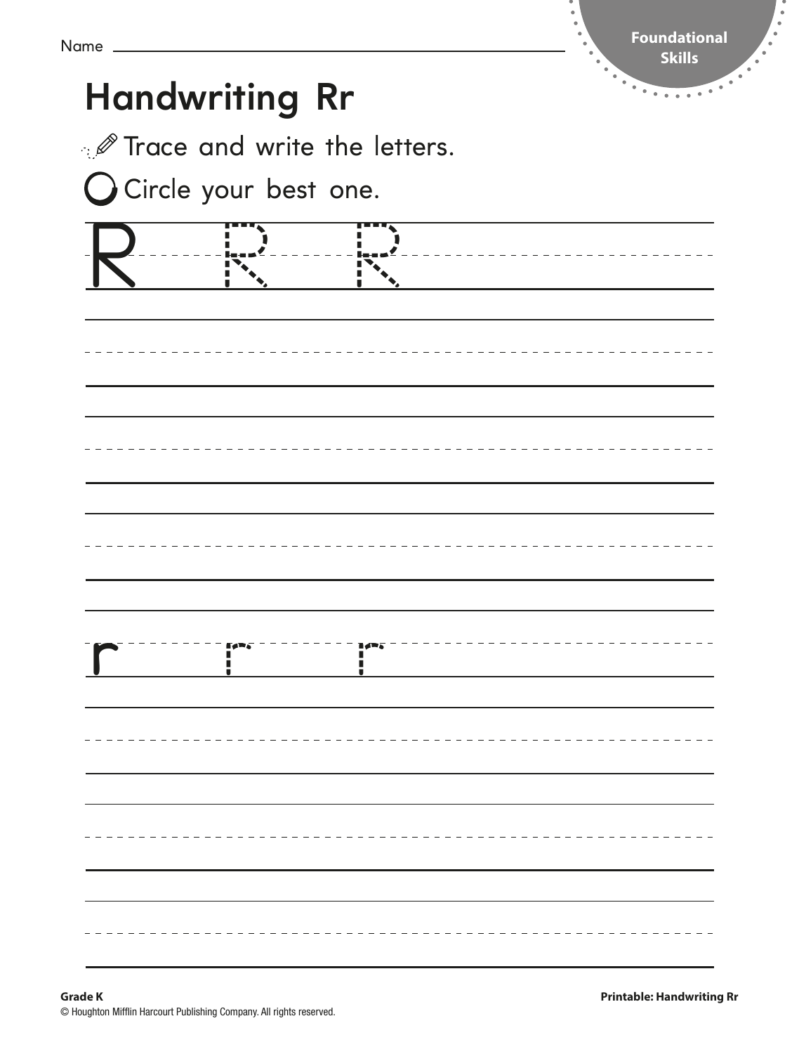Name

Foundational Skills

# Handwriting Rr

Trace and write the letters.

Circle your best one.

R R R

r r r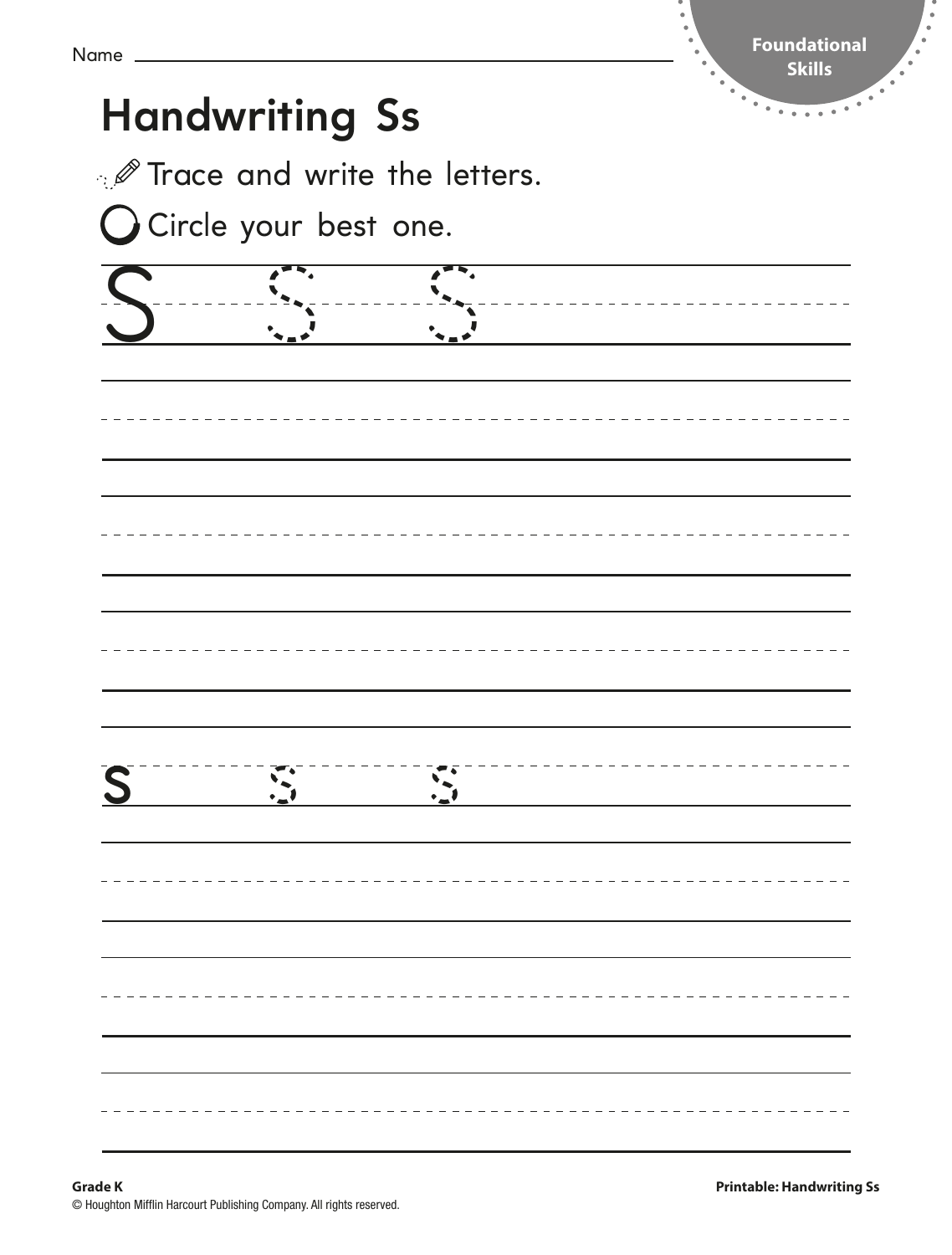Name

Foundational Skills

# Handwriting Ss

Trace and write the letters.

Circle your best one.

S S S

s s s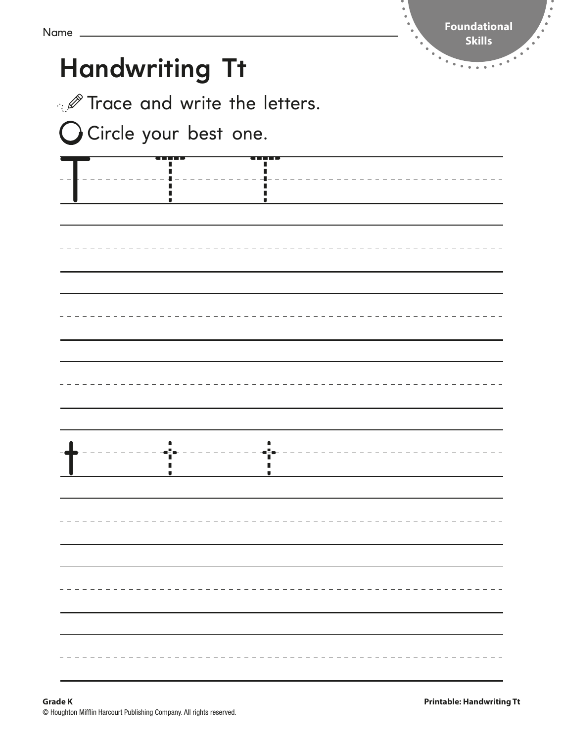Name

Foundational Skills

# Handwriting Tt

Trace and write the letters.

Circle your best one.

T T T

t t t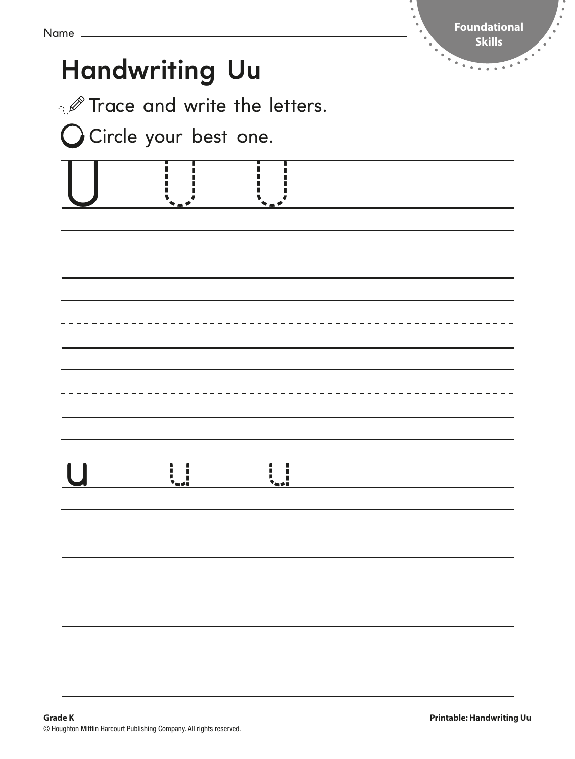Name

**Foundational Skills**

# Handwriting Uu

Trace and write the letters.

Circle your best one.

U U U

u u u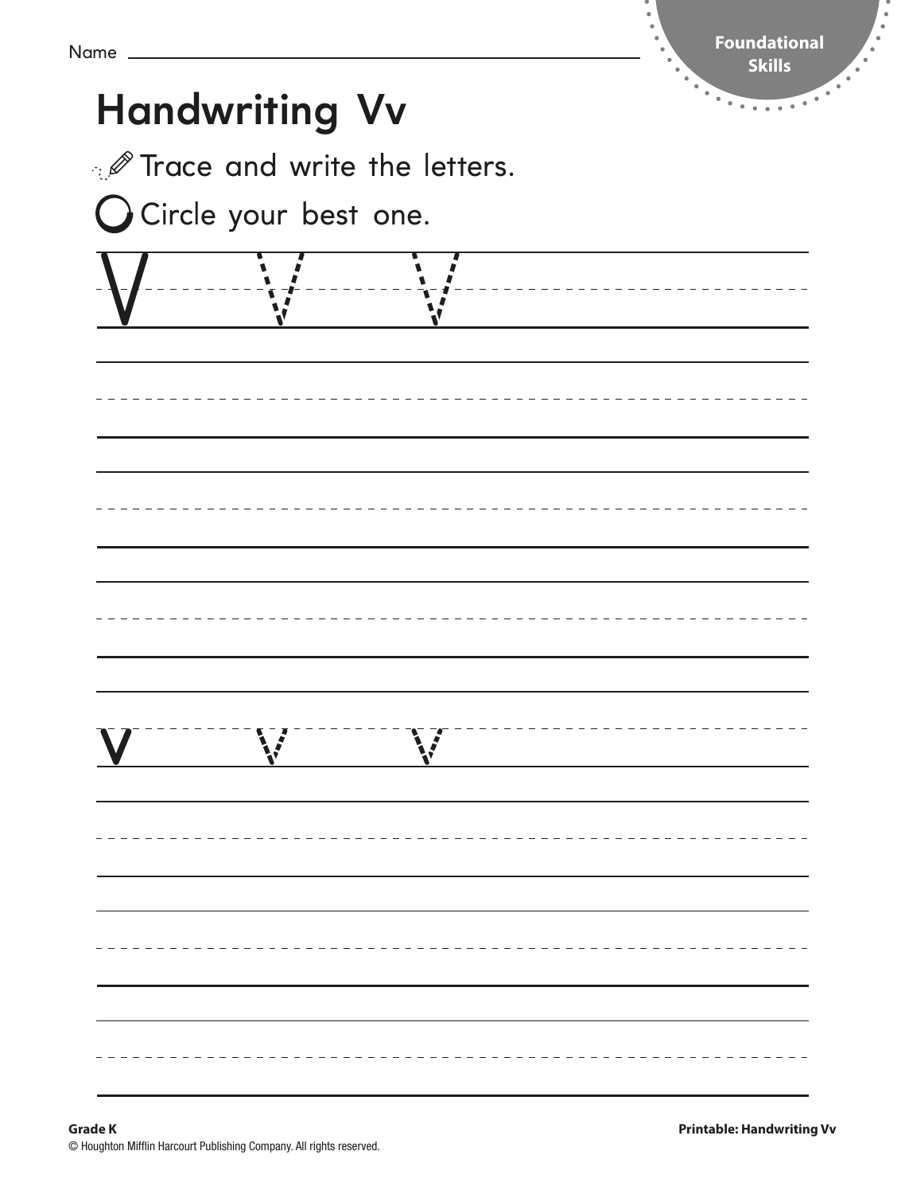Name

# Handwriting Vv

Trace and write the letters.

Circle your best one.

V V V

v v v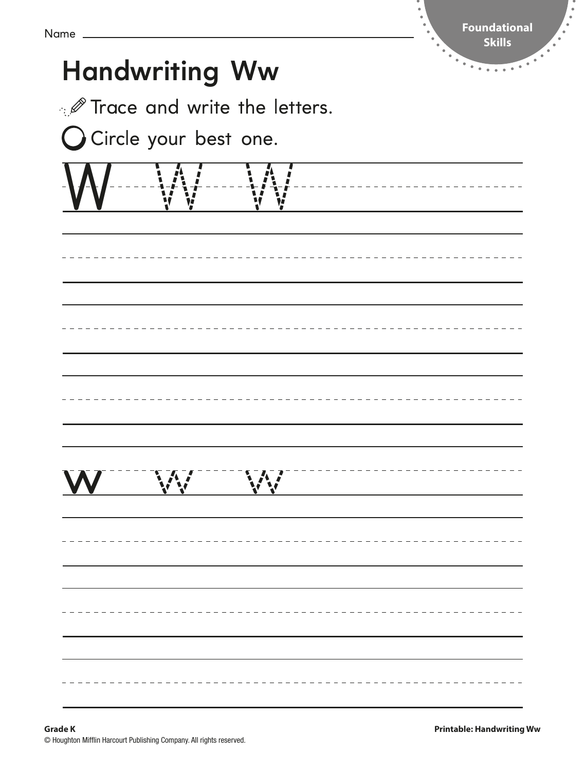Name

Foundational Skills

# Handwriting Ww

Trace and write the letters.

Circle your best one.

W W W

w w w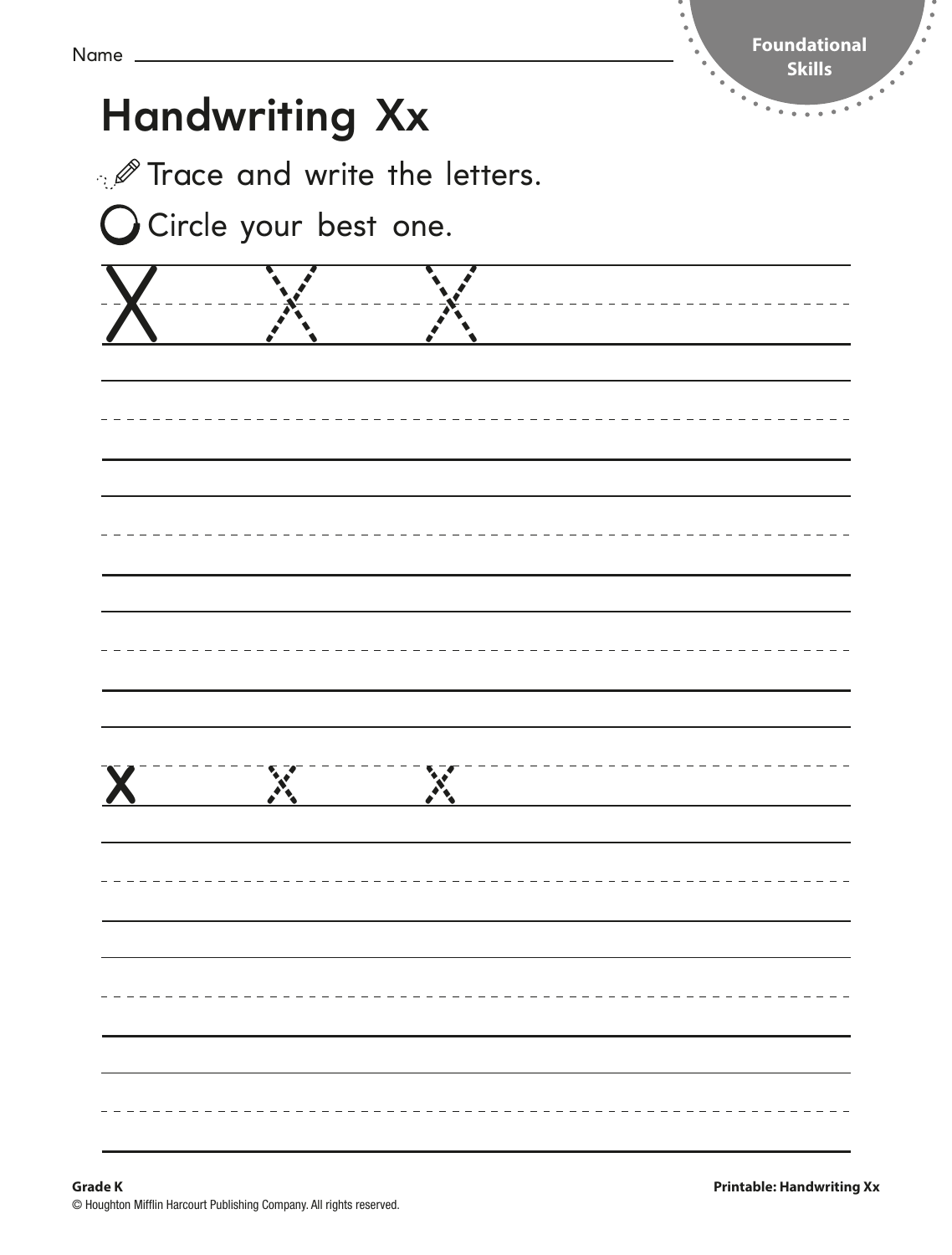Name

Foundational Skills

# Handwriting Xx

Trace and write the letters.

Circle your best one.

X X X

x x x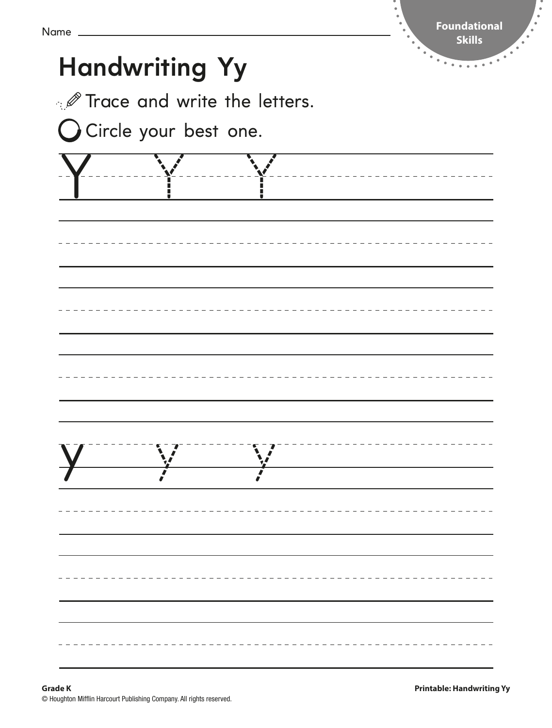Name

# Handwriting Yy

Trace and write the letters.

Circle your best one.

Y Y Y

y y y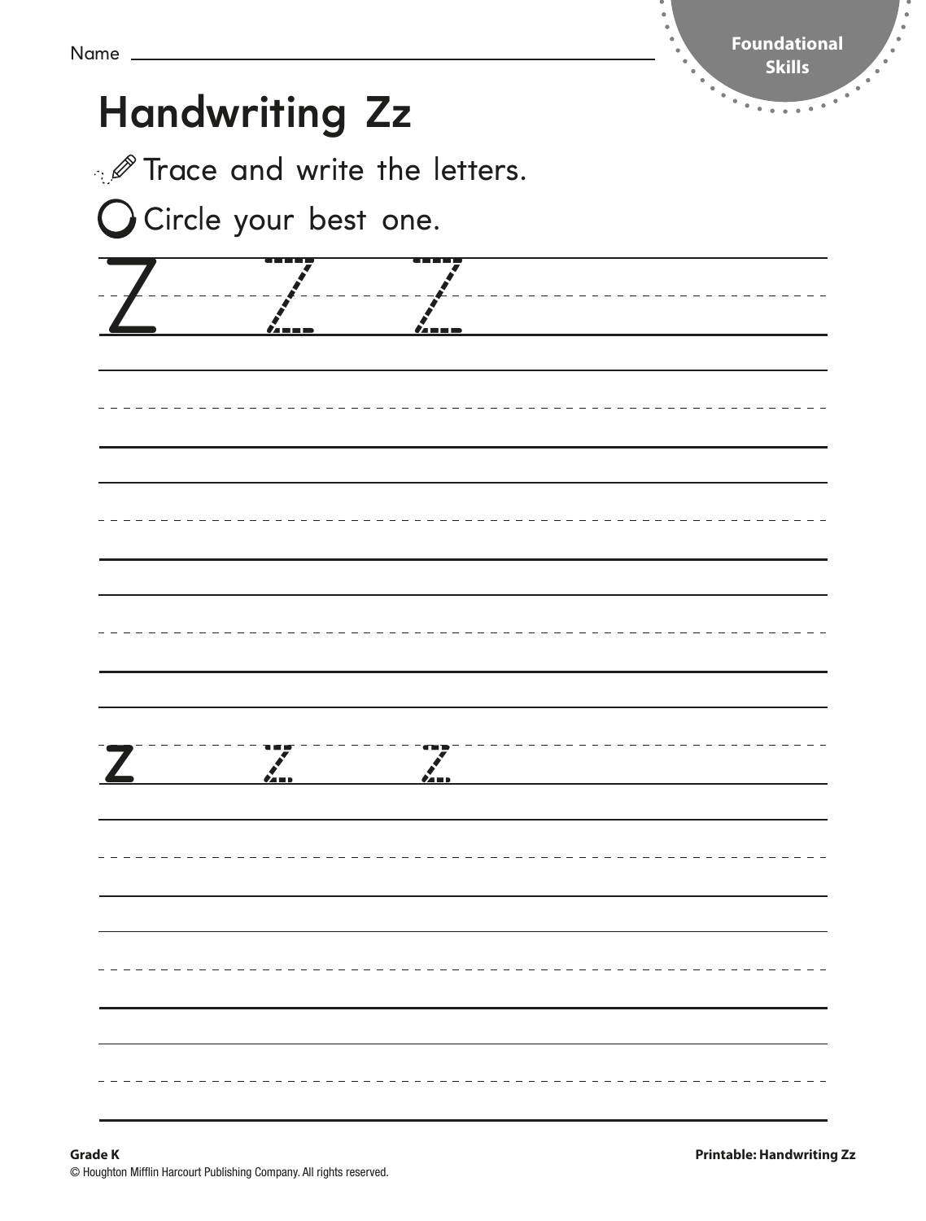Name

Foundational Skills

# Handwriting Zz

Trace and write the letters.

Circle your best one.

Z Z Z

z z z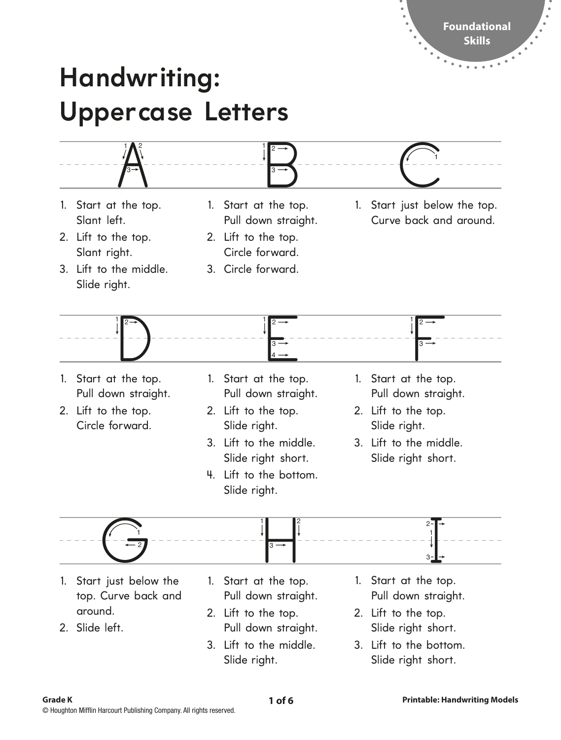# Handwriting: Uppercase Letters

**A**

1. Start at the top. Slant left.
2. Lift to the top. Slant right.
3. Lift to the middle. Slide right.

**B**

1. Start at the top. Pull down straight.
2. Lift to the top. Circle forward.
3. Circle forward.

**C**

1. Start just below the top. Curve back and around.

**D**

1. Start at the top. Pull down straight.
2. Lift to the top. Circle forward.

**E**

1. Start at the top. Pull down straight.
2. Lift to the top. Slide right.
3. Lift to the middle. Slide right short.
4. Lift to the bottom. Slide right.

**F**

1. Start at the top. Pull down straight.
2. Lift to the top. Slide right.
3. Lift to the middle. Slide right short.

**G**

1. Start just below the top. Curve back and around.
2. Slide left.

**H**

1. Start at the top. Pull down straight.
2. Lift to the top. Pull down straight.
3. Lift to the middle. Slide right.

**I**

1. Start at the top. Pull down straight.
2. Lift to the top. Slide right short.
3. Lift to the bottom. Slide right short.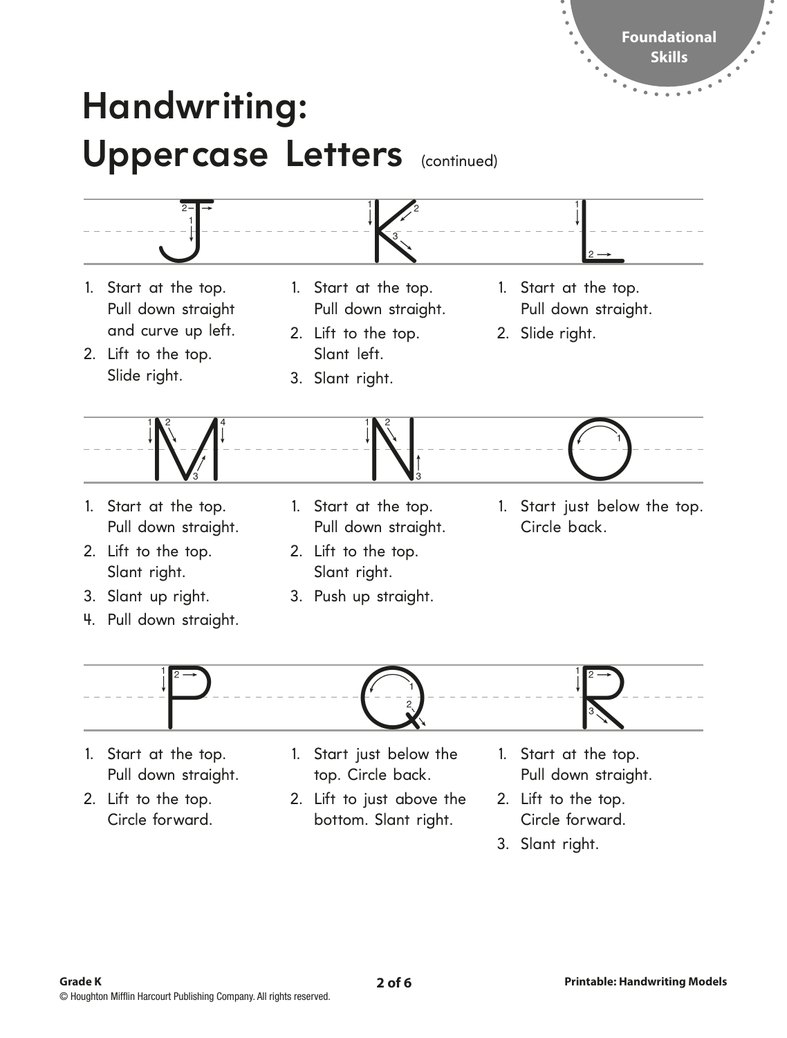# Handwriting: Uppercase Letters (continued)

**J**

1. Start at the top. Pull down straight and curve up left.
2. Lift to the top. Slide right.

**K**

1. Start at the top. Pull down straight.
2. Lift to the top. Slant left.
3. Slant right.

**L**

1. Start at the top. Pull down straight.
2. Slide right.

**M**

1. Start at the top. Pull down straight.
2. Lift to the top. Slant right.
3. Slant up right.
4. Pull down straight.

**N**

1. Start at the top. Pull down straight.
2. Lift to the top. Slant right.
3. Push up straight.

**O**

1. Start just below the top. Circle back.

**P**

1. Start at the top. Pull down straight.
2. Lift to the top. Circle forward.

**Q**

1. Start just below the top. Circle back.
2. Lift to just above the bottom. Slant right.

**R**

1. Start at the top. Pull down straight.
2. Lift to the top. Circle forward.
3. Slant right.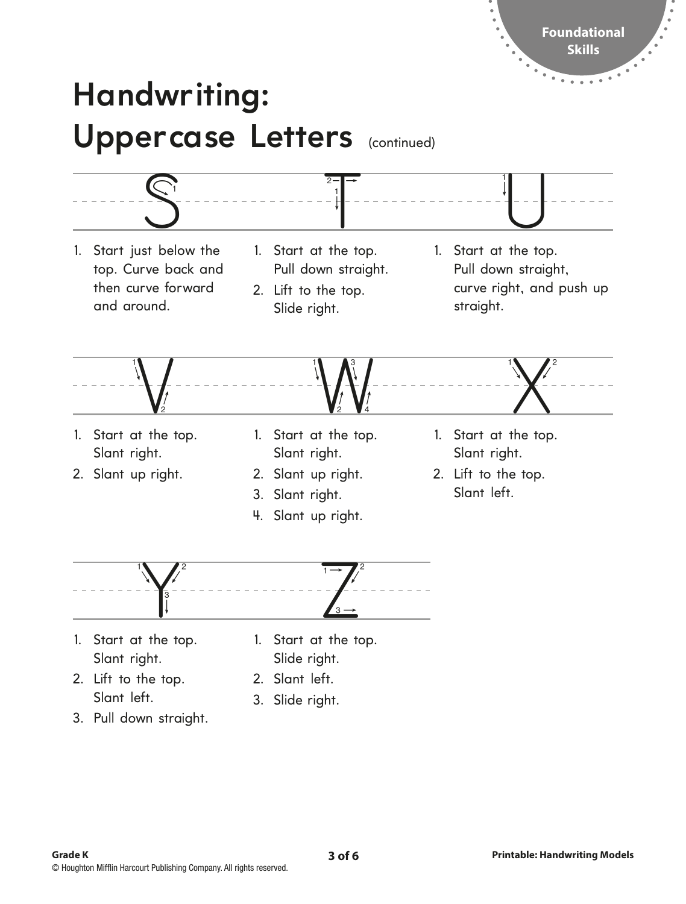# Handwriting: Uppercase Letters (continued)

**S**

1. Start just below the top. Curve back and then curve forward and around.

**T**

1. Start at the top. Pull down straight.
2. Lift to the top. Slide right.

**U**

1. Start at the top. Pull down straight, curve right, and push up straight.

**V**

1. Start at the top. Slant right.
2. Slant up right.

**W**

1. Start at the top. Slant right.
2. Slant up right.
3. Slant right.
4. Slant up right.

**X**

1. Start at the top. Slant right.
2. Lift to the top. Slant left.

**Y**

1. Start at the top. Slant right.
2. Lift to the top. Slant left.
3. Pull down straight.

**Z**

1. Start at the top. Slide right.
2. Slant left.
3. Slide right.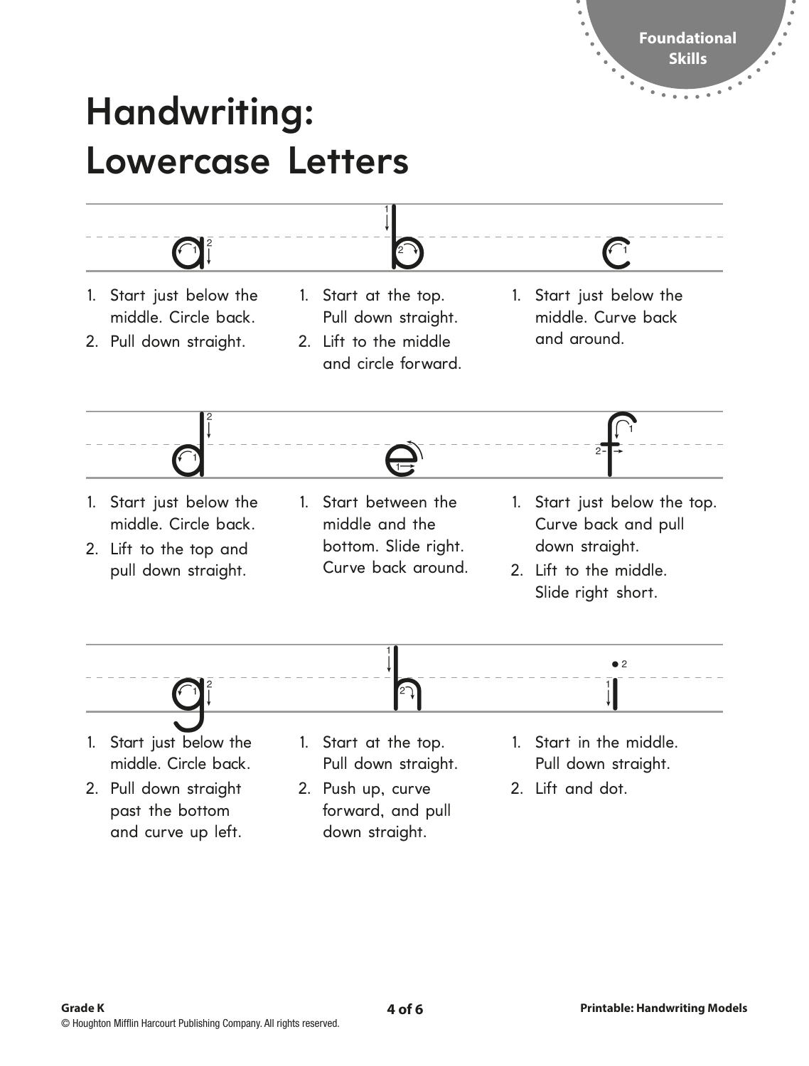Foundational Skills

# Handwriting: Lowercase Letters

**a**

1. Start just below the middle. Circle back.
2. Pull down straight.

**b**

1. Start at the top. Pull down straight.
2. Lift to the middle and circle forward.

**c**

1. Start just below the middle. Curve back and around.

**d**

1. Start just below the middle. Circle back.
2. Lift to the top and pull down straight.

**e**

1. Start between the middle and the bottom. Slide right. Curve back around.

**f**

1. Start just below the top. Curve back and pull down straight.
2. Lift to the middle. Slide right short.

**g**

1. Start just below the middle. Circle back.
2. Pull down straight past the bottom and curve up left.

**h**

1. Start at the top. Pull down straight.
2. Push up, curve forward, and pull down straight.

**i**

1. Start in the middle. Pull down straight.
2. Lift and dot.

Grade K
© Houghton Mifflin Harcourt Publishing Company. All rights reserved.

Printable: Handwriting Models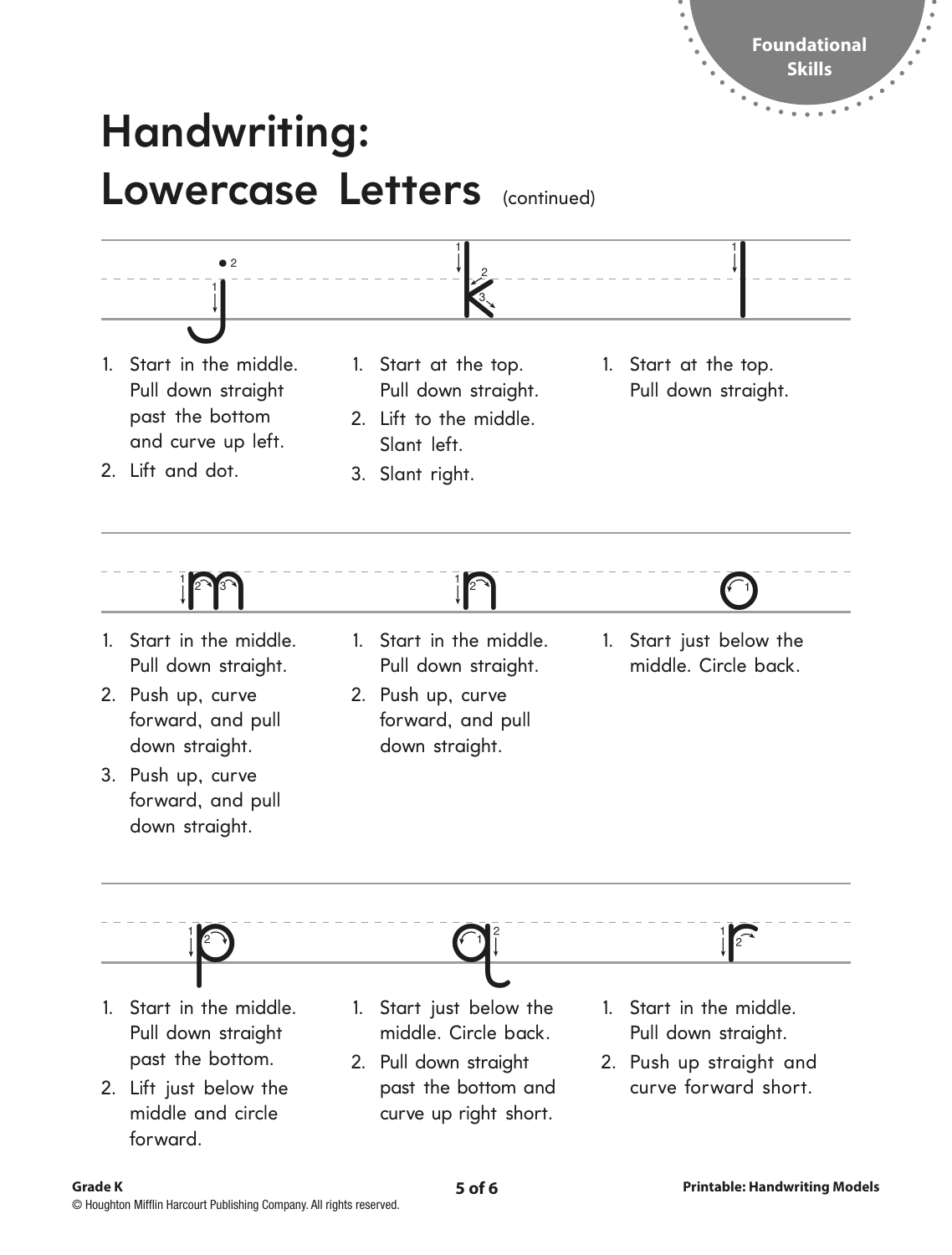Foundational Skills

# Handwriting: Lowercase Letters (continued)

**j**

1. Start in the middle. Pull down straight past the bottom and curve up left.
2. Lift and dot.

**k**

1. Start at the top. Pull down straight.
2. Lift to the middle. Slant left.
3. Slant right.

**l**

1. Start at the top. Pull down straight.

**m**

1. Start in the middle. Pull down straight.
2. Push up, curve forward, and pull down straight.
3. Push up, curve forward, and pull down straight.

**n**

1. Start in the middle. Pull down straight.
2. Push up, curve forward, and pull down straight.

**o**

1. Start just below the middle. Circle back.

**p**

1. Start in the middle. Pull down straight past the bottom.
2. Lift just below the middle and circle forward.

**q**

1. Start just below the middle. Circle back.
2. Pull down straight past the bottom and curve up right short.

**r**

1. Start in the middle. Pull down straight.
2. Push up straight and curve forward short.

Grade K

© Houghton Mifflin Harcourt Publishing Company. All rights reserved.

Printable: Handwriting Models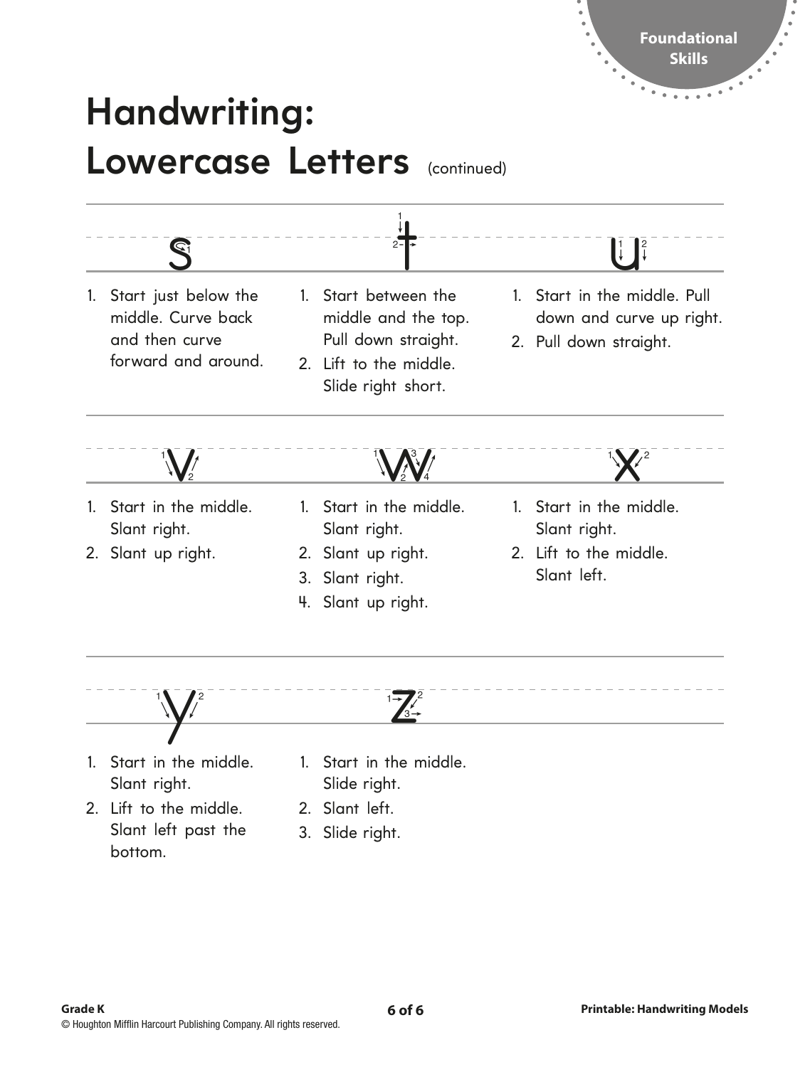Foundational Skills

# Handwriting: Lowercase Letters (continued)

**s**

1. Start just below the middle. Curve back and then curve forward and around.

**t**

1. Start between the middle and the top. Pull down straight.
2. Lift to the middle. Slide right short.

**u**

1. Start in the middle. Pull down and curve up right.
2. Pull down straight.

**v**

1. Start in the middle. Slant right.
2. Slant up right.

**w**

1. Start in the middle. Slant right.
2. Slant up right.
3. Slant right.
4. Slant up right.

**x**

1. Start in the middle. Slant right.
2. Lift to the middle. Slant left.

**y**

1. Start in the middle. Slant right.
2. Lift to the middle. Slant left past the bottom.

**z**

1. Start in the middle. Slide right.
2. Slant left.
3. Slide right.

Grade K
© Houghton Mifflin Harcourt Publishing Company. All rights reserved.

Printable: Handwriting Models